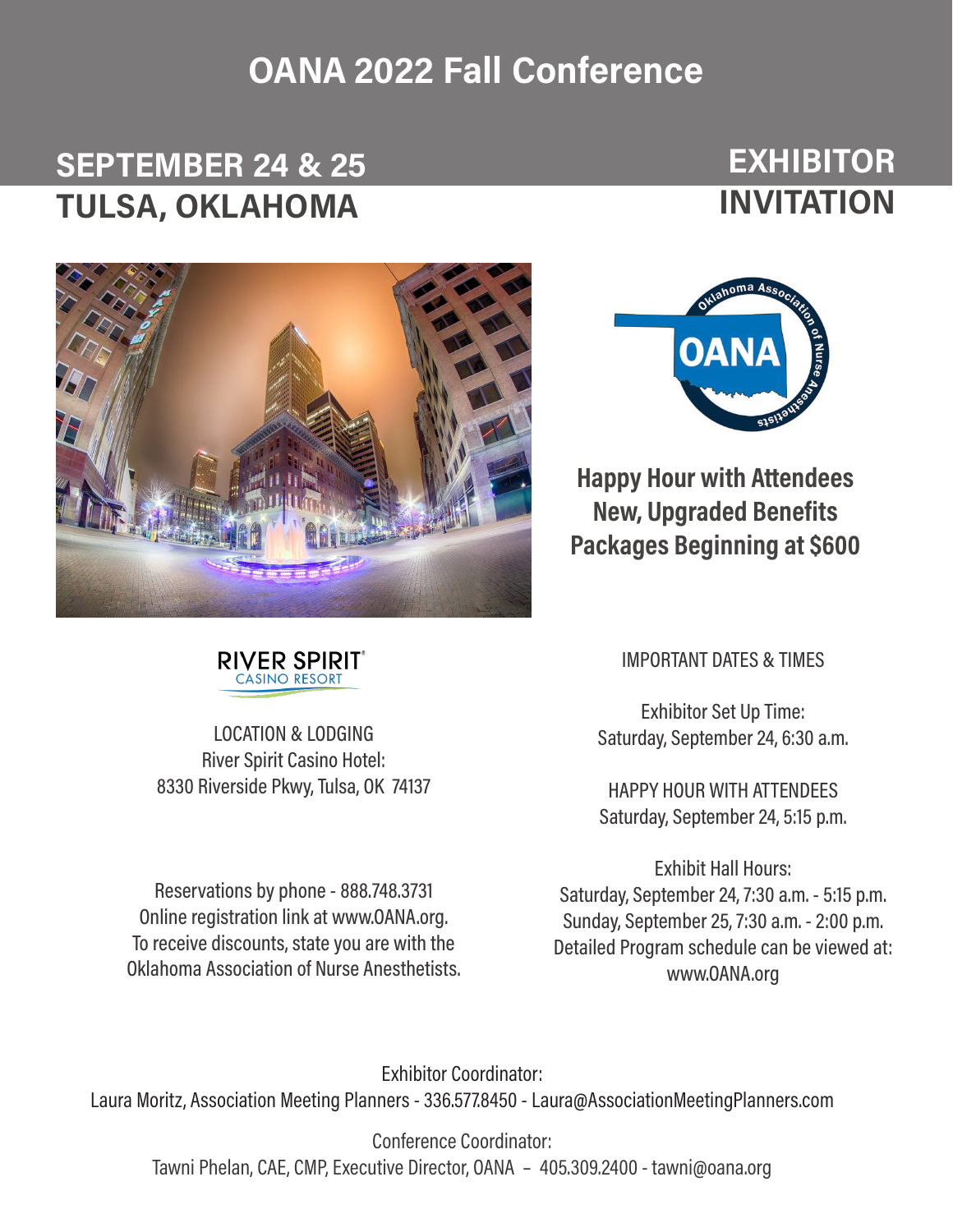# OANA 2022 Fall Conference

## SEPTEMBER 24 & 25
## TULSA, OKLAHOMA

## EXHIBITOR INVITATION

**Happy Hour with Attendees**
**New, Upgraded Benefits**
**Packages Beginning at $600**

RIVER SPIRIT CASINO RESORT

LOCATION & LODGING
River Spirit Casino Hotel:
8330 Riverside Pkwy, Tulsa, OK 74137

Reservations by phone - 888.748.3731
Online registration link at www.OANA.org.
To receive discounts, state you are with the Oklahoma Association of Nurse Anesthetists.

IMPORTANT DATES & TIMES

Exhibitor Set Up Time:
Saturday, September 24, 6:30 a.m.

HAPPY HOUR WITH ATTENDEES
Saturday, September 24, 5:15 p.m.

Exhibit Hall Hours:
Saturday, September 24, 7:30 a.m. - 5:15 p.m.
Sunday, September 25, 7:30 a.m. - 2:00 p.m.
Detailed Program schedule can be viewed at: www.OANA.org

Exhibitor Coordinator:
Laura Moritz, Association Meeting Planners - 336.577.8450 - Laura@AssociationMeetingPlanners.com

Conference Coordinator:
Tawni Phelan, CAE, CMP, Executive Director, OANA – 405.309.2400 - tawni@oana.org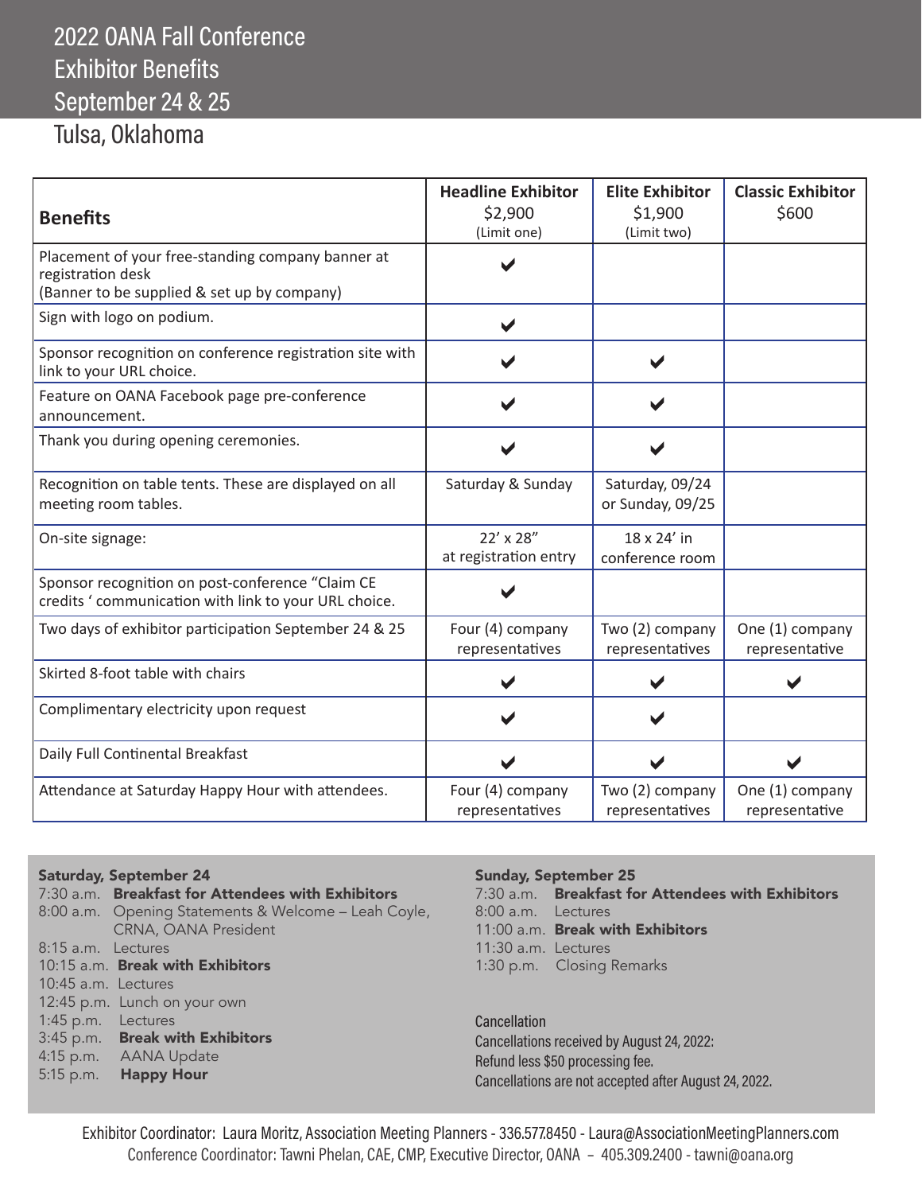# 2022 OANA Fall Conference Exhibitor Benefits September 24 & 25

## Tulsa, Oklahoma

| **Benefits** | **Headline Exhibitor** $2,900 (Limit one) | **Elite Exhibitor** $1,900 (Limit two) | **Classic Exhibitor** $600 |
|---|---|---|---|
| Placement of your free-standing company banner at registration desk (Banner to be supplied & set up by company) | ✔ | | |
| Sign with logo on podium. | ✔ | | |
| Sponsor recognition on conference registration site with link to your URL choice. | ✔ | ✔ | |
| Feature on OANA Facebook page pre-conference announcement. | ✔ | ✔ | |
| Thank you during opening ceremonies. | ✔ | ✔ | |
| Recognition on table tents. These are displayed on all meeting room tables. | Saturday & Sunday | Saturday, 09/24 or Sunday, 09/25 | |
| On-site signage: | 22' x 28" at registration entry | 18 x 24' in conference room | |
| Sponsor recognition on post-conference "Claim CE credits ' communication with link to your URL choice. | ✔ | | |
| Two days of exhibitor participation September 24 & 25 | Four (4) company representatives | Two (2) company representatives | One (1) company representative |
| Skirted 8-foot table with chairs | ✔ | ✔ | ✔ |
| Complimentary electricity upon request | ✔ | ✔ | |
| Daily Full Continental Breakfast | ✔ | ✔ | ✔ |
| Attendance at Saturday Happy Hour with attendees. | Four (4) company representatives | Two (2) company representatives | One (1) company representative |

**Saturday, September 24**

7:30 a.m. **Breakfast for Attendees with Exhibitors**
8:00 a.m. Opening Statements & Welcome – Leah Coyle, CRNA, OANA President
8:15 a.m. Lectures
10:15 a.m. **Break with Exhibitors**
10:45 a.m. Lectures
12:45 p.m. Lunch on your own
1:45 p.m. Lectures
3:45 p.m. **Break with Exhibitors**
4:15 p.m. AANA Update
5:15 p.m. **Happy Hour**

**Sunday, September 25**

7:30 a.m. **Breakfast for Attendees with Exhibitors**
8:00 a.m. Lectures
11:00 a.m. **Break with Exhibitors**
11:30 a.m. Lectures
1:30 p.m. Closing Remarks

**Cancellation**

Cancellations received by August 24, 2022:
Refund less $50 processing fee.
Cancellations are not accepted after August 24, 2022.

Exhibitor Coordinator: Laura Moritz, Association Meeting Planners - 336.577.8450 - Laura@AssociationMeetingPlanners.com
Conference Coordinator: Tawni Phelan, CAE, CMP, Executive Director, OANA – 405.309.2400 - tawni@oana.org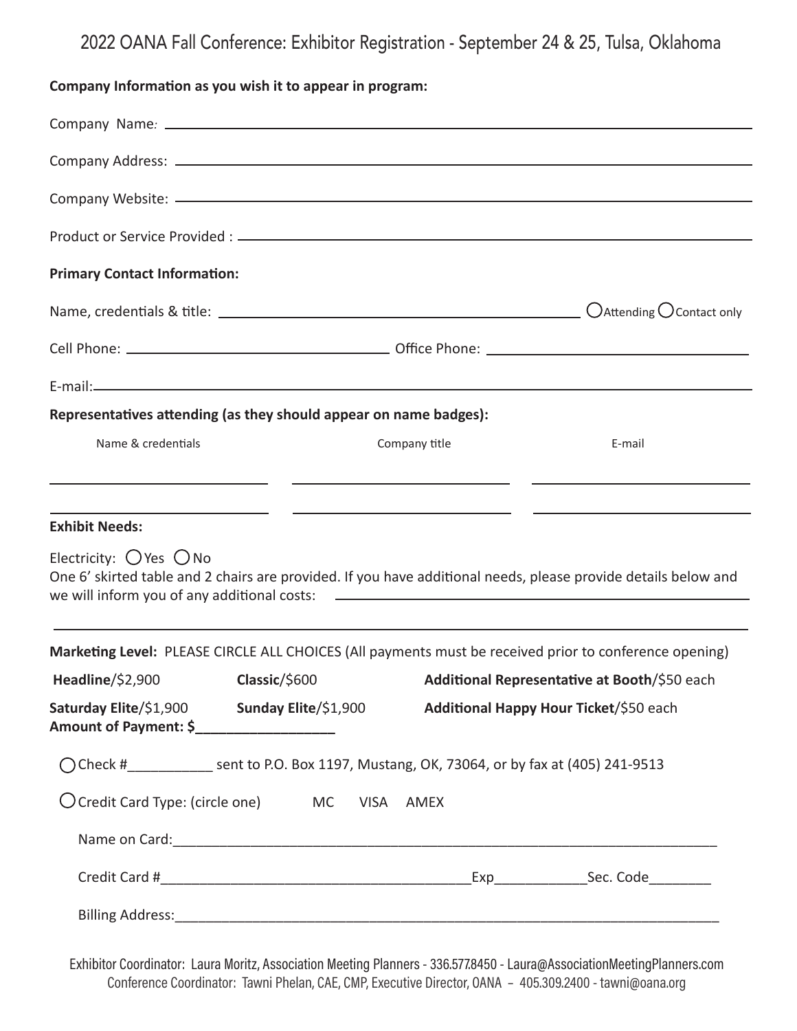# 2022 OANA Fall Conference: Exhibitor Registration - September 24 & 25, Tulsa, Oklahoma

**Company Information as you wish it to appear in program:**

Company Name: ______________________________

Company Address: ______________________________

Company Website: ______________________________

Product or Service Provided : ______________________________

**Primary Contact Information:**

Name, credentials & title: ______________________________ ◯ Attending ◯ Contact only

Cell Phone: ____________________ Office Phone: ____________________

E-mail: ______________________________

**Representatives attending (as they should appear on name badges):**

| Name & credentials | Company title | E-mail |
| --- | --- | --- |
| | | |
| | | |

**Exhibit Needs:**

Electricity: ◯ Yes ◯ No

One 6' skirted table and 2 chairs are provided. If you have additional needs, please provide details below and we will inform you of any additional costs: ______________________________

______________________________

**Marketing Level:** PLEASE CIRCLE ALL CHOICES (All payments must be received prior to conference opening)

| | | |
| --- | --- | --- |
| **Headline**/$2,900 | **Classic**/$600 | **Additional Representative at Booth**/$50 each |
| **Saturday Elite**/$1,900 | **Sunday Elite**/$1,900 | **Additional Happy Hour Ticket**/$50 each |

**Amount of Payment: $__________________**

◯ Check #___________ sent to P.O. Box 1197, Mustang, OK, 73064, or by fax at (405) 241-9513

◯ Credit Card Type: (circle one) MC VISA AMEX

Name on Card:______________________________

Credit Card #______________________________Exp____________Sec. Code________

Billing Address:______________________________

Exhibitor Coordinator: Laura Moritz, Association Meeting Planners - 336.577.8450 - Laura@AssociationMeetingPlanners.com
Conference Coordinator: Tawni Phelan, CAE, CMP, Executive Director, OANA – 405.309.2400 - tawni@oana.org